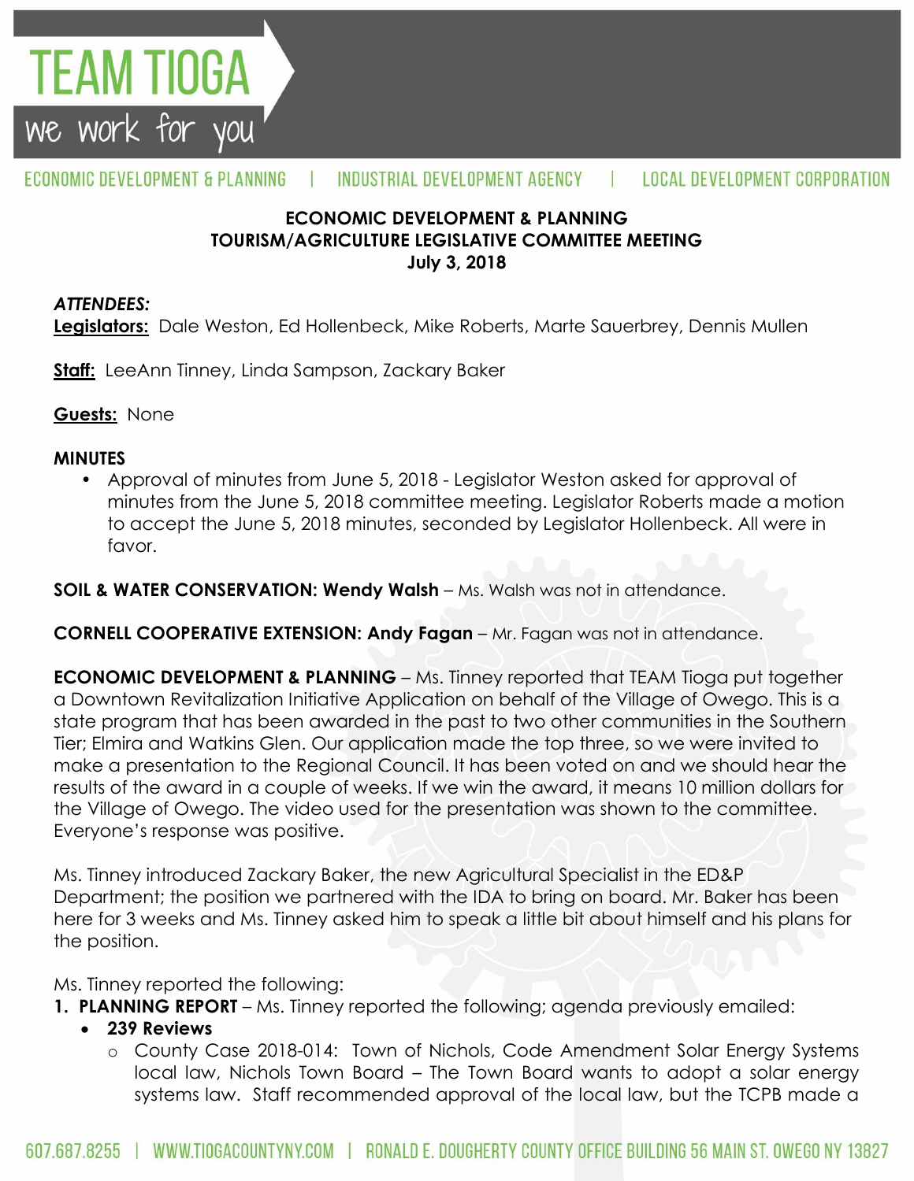**TEAM TIOGA**
we work for you

ECONOMIC DEVELOPMENT & PLANNING | INDUSTRIAL DEVELOPMENT AGENCY | LOCAL DEVELOPMENT CORPORATION

## ECONOMIC DEVELOPMENT & PLANNING
## TOURISM/AGRICULTURE LEGISLATIVE COMMITTEE MEETING
## July 3, 2018

***ATTENDEES:***

**Legislators:** Dale Weston, Ed Hollenbeck, Mike Roberts, Marte Sauerbrey, Dennis Mullen

**Staff:** LeeAnn Tinney, Linda Sampson, Zackary Baker

**Guests:** None

**MINUTES**

- Approval of minutes from June 5, 2018 - Legislator Weston asked for approval of minutes from the June 5, 2018 committee meeting. Legislator Roberts made a motion to accept the June 5, 2018 minutes, seconded by Legislator Hollenbeck. All were in favor.

**SOIL & WATER CONSERVATION: Wendy Walsh** – Ms. Walsh was not in attendance.

**CORNELL COOPERATIVE EXTENSION: Andy Fagan** – Mr. Fagan was not in attendance.

**ECONOMIC DEVELOPMENT & PLANNING** – Ms. Tinney reported that TEAM Tioga put together a Downtown Revitalization Initiative Application on behalf of the Village of Owego. This is a state program that has been awarded in the past to two other communities in the Southern Tier; Elmira and Watkins Glen. Our application made the top three, so we were invited to make a presentation to the Regional Council. It has been voted on and we should hear the results of the award in a couple of weeks. If we win the award, it means 10 million dollars for the Village of Owego. The video used for the presentation was shown to the committee. Everyone's response was positive.

Ms. Tinney introduced Zackary Baker, the new Agricultural Specialist in the ED&P Department; the position we partnered with the IDA to bring on board. Mr. Baker has been here for 3 weeks and Ms. Tinney asked him to speak a little bit about himself and his plans for the position.

Ms. Tinney reported the following:

1. **PLANNING REPORT** – Ms. Tinney reported the following; agenda previously emailed:
   - **239 Reviews**
     - County Case 2018-014: Town of Nichols, Code Amendment Solar Energy Systems local law, Nichols Town Board – The Town Board wants to adopt a solar energy systems law. Staff recommended approval of the local law, but the TCPB made a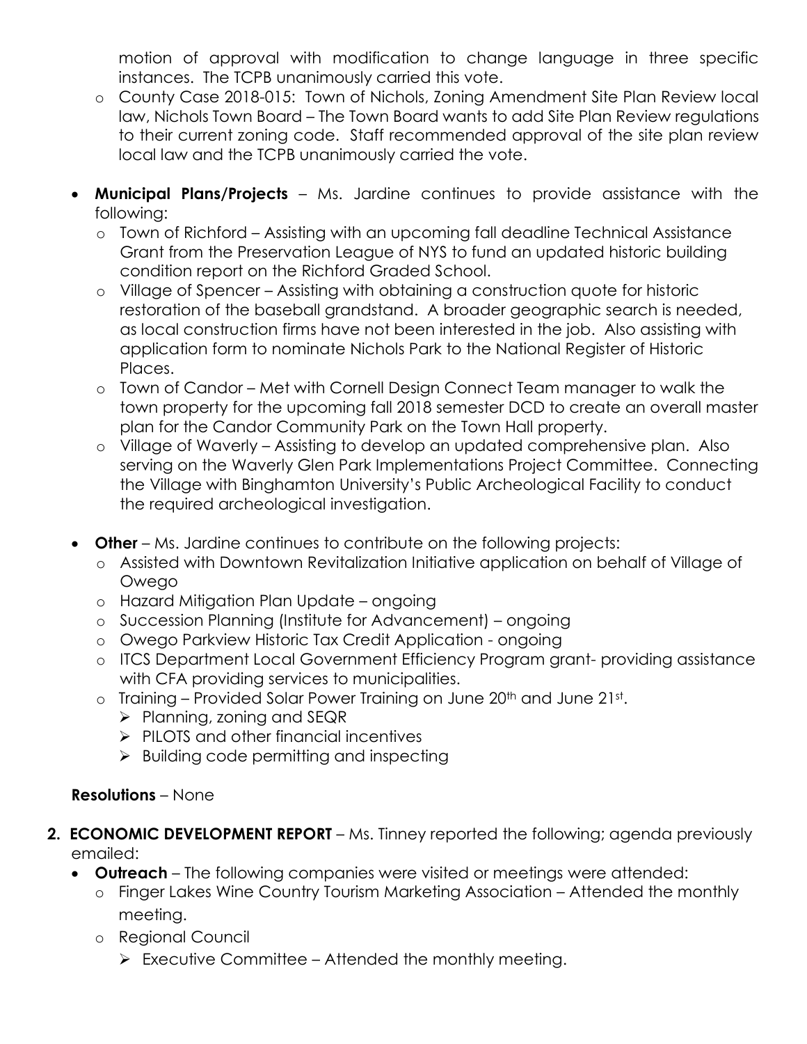motion of approval with modification to change language in three specific instances. The TCPB unanimously carried this vote.

  - County Case 2018-015: Town of Nichols, Zoning Amendment Site Plan Review local law, Nichols Town Board – The Town Board wants to add Site Plan Review regulations to their current zoning code. Staff recommended approval of the site plan review local law and the TCPB unanimously carried the vote.

- **Municipal Plans/Projects** – Ms. Jardine continues to provide assistance with the following:
  - Town of Richford – Assisting with an upcoming fall deadline Technical Assistance Grant from the Preservation League of NYS to fund an updated historic building condition report on the Richford Graded School.
  - Village of Spencer – Assisting with obtaining a construction quote for historic restoration of the baseball grandstand. A broader geographic search is needed, as local construction firms have not been interested in the job. Also assisting with application form to nominate Nichols Park to the National Register of Historic Places.
  - Town of Candor – Met with Cornell Design Connect Team manager to walk the town property for the upcoming fall 2018 semester DCD to create an overall master plan for the Candor Community Park on the Town Hall property.
  - Village of Waverly – Assisting to develop an updated comprehensive plan. Also serving on the Waverly Glen Park Implementations Project Committee. Connecting the Village with Binghamton University's Public Archeological Facility to conduct the required archeological investigation.

- **Other** – Ms. Jardine continues to contribute on the following projects:
  - Assisted with Downtown Revitalization Initiative application on behalf of Village of Owego
  - Hazard Mitigation Plan Update – ongoing
  - Succession Planning (Institute for Advancement) – ongoing
  - Owego Parkview Historic Tax Credit Application - ongoing
  - ITCS Department Local Government Efficiency Program grant- providing assistance with CFA providing services to municipalities.
  - Training – Provided Solar Power Training on June 20th and June 21st.
    - Planning, zoning and SEQR
    - PILOTS and other financial incentives
    - Building code permitting and inspecting

**Resolutions** – None

**2. ECONOMIC DEVELOPMENT REPORT** – Ms. Tinney reported the following; agenda previously emailed:

- **Outreach** – The following companies were visited or meetings were attended:
  - Finger Lakes Wine Country Tourism Marketing Association – Attended the monthly meeting.
  - Regional Council
    - Executive Committee – Attended the monthly meeting.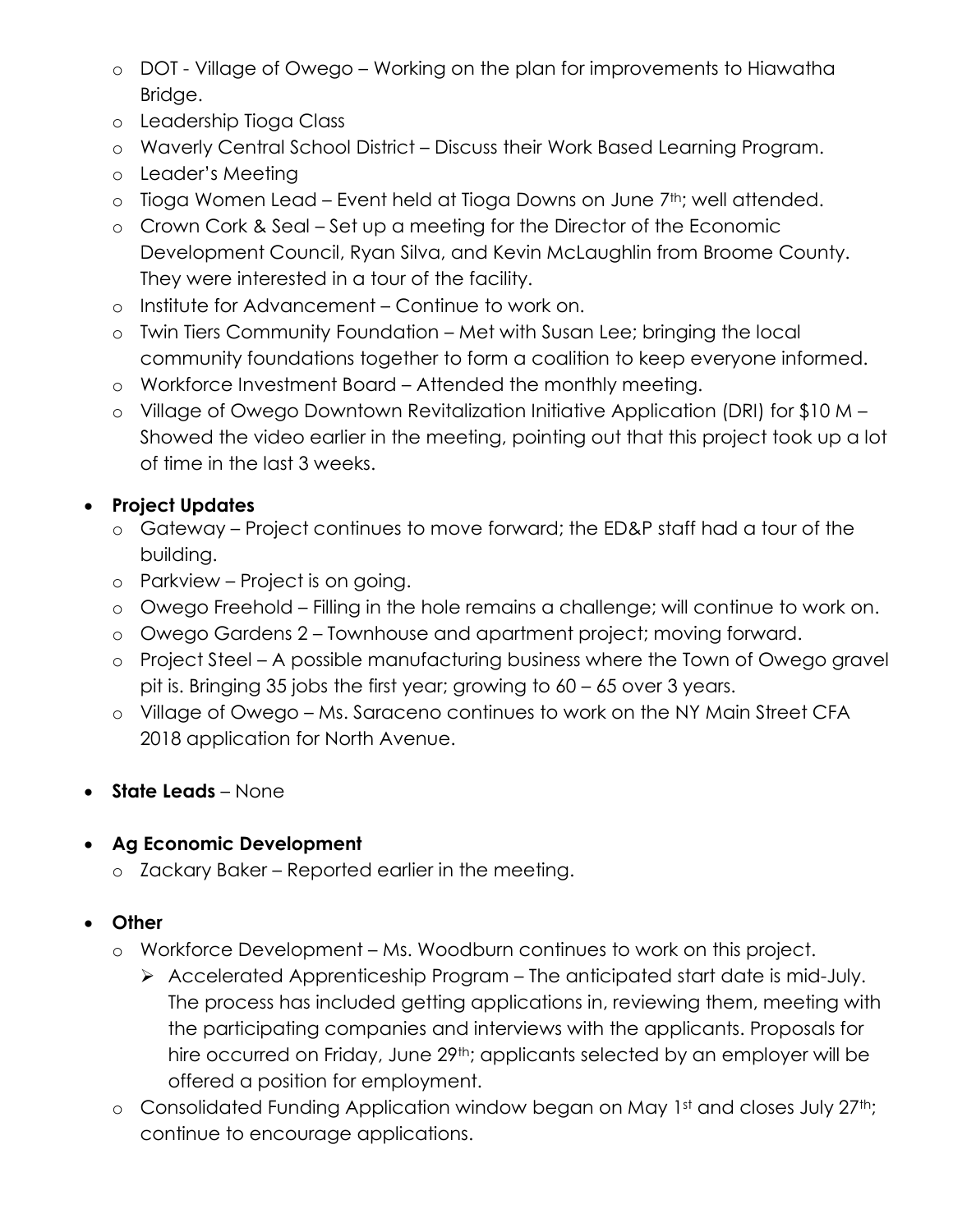- DOT - Village of Owego – Working on the plan for improvements to Hiawatha Bridge.
  - Leadership Tioga Class
  - Waverly Central School District – Discuss their Work Based Learning Program.
  - Leader's Meeting
  - Tioga Women Lead – Event held at Tioga Downs on June 7th; well attended.
  - Crown Cork & Seal – Set up a meeting for the Director of the Economic Development Council, Ryan Silva, and Kevin McLaughlin from Broome County. They were interested in a tour of the facility.
  - Institute for Advancement – Continue to work on.
  - Twin Tiers Community Foundation – Met with Susan Lee; bringing the local community foundations together to form a coalition to keep everyone informed.
  - Workforce Investment Board – Attended the monthly meeting.
  - Village of Owego Downtown Revitalization Initiative Application (DRI) for $10 M – Showed the video earlier in the meeting, pointing out that this project took up a lot of time in the last 3 weeks.

- **Project Updates**
  - Gateway – Project continues to move forward; the ED&P staff had a tour of the building.
  - Parkview – Project is on going.
  - Owego Freehold – Filling in the hole remains a challenge; will continue to work on.
  - Owego Gardens 2 – Townhouse and apartment project; moving forward.
  - Project Steel – A possible manufacturing business where the Town of Owego gravel pit is. Bringing 35 jobs the first year; growing to 60 – 65 over 3 years.
  - Village of Owego – Ms. Saraceno continues to work on the NY Main Street CFA 2018 application for North Avenue.

- **State Leads** – None

- **Ag Economic Development**
  - Zackary Baker – Reported earlier in the meeting.

- **Other**
  - Workforce Development – Ms. Woodburn continues to work on this project.
    - Accelerated Apprenticeship Program – The anticipated start date is mid-July. The process has included getting applications in, reviewing them, meeting with the participating companies and interviews with the applicants. Proposals for hire occurred on Friday, June 29th; applicants selected by an employer will be offered a position for employment.
  - Consolidated Funding Application window began on May 1st and closes July 27th; continue to encourage applications.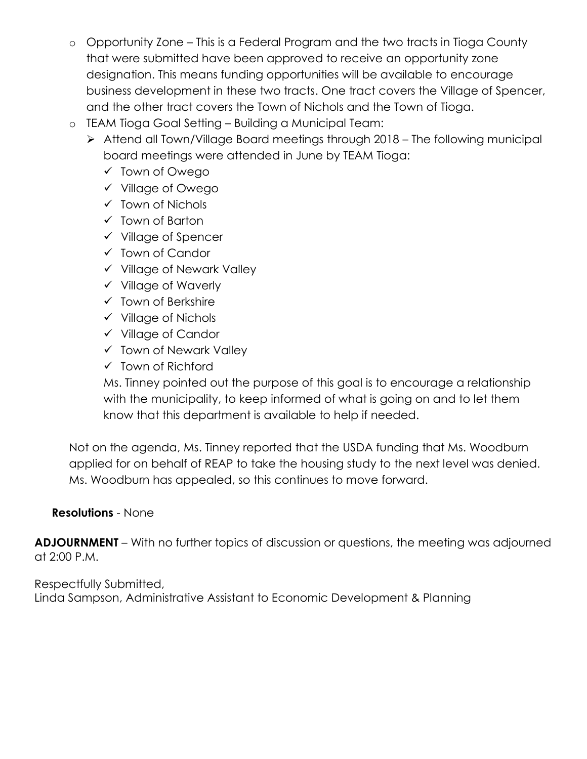- Opportunity Zone – This is a Federal Program and the two tracts in Tioga County that were submitted have been approved to receive an opportunity zone designation. This means funding opportunities will be available to encourage business development in these two tracts. One tract covers the Village of Spencer, and the other tract covers the Town of Nichols and the Town of Tioga.
- TEAM Tioga Goal Setting – Building a Municipal Team:
  - Attend all Town/Village Board meetings through 2018 – The following municipal board meetings were attended in June by TEAM Tioga:
    - ✓ Town of Owego
    - ✓ Village of Owego
    - ✓ Town of Nichols
    - ✓ Town of Barton
    - ✓ Village of Spencer
    - ✓ Town of Candor
    - ✓ Village of Newark Valley
    - ✓ Village of Waverly
    - ✓ Town of Berkshire
    - ✓ Village of Nichols
    - ✓ Village of Candor
    - ✓ Town of Newark Valley
    - ✓ Town of Richford

    Ms. Tinney pointed out the purpose of this goal is to encourage a relationship with the municipality, to keep informed of what is going on and to let them know that this department is available to help if needed.

Not on the agenda, Ms. Tinney reported that the USDA funding that Ms. Woodburn applied for on behalf of REAP to take the housing study to the next level was denied. Ms. Woodburn has appealed, so this continues to move forward.

**Resolutions** - None

**ADJOURNMENT** – With no further topics of discussion or questions, the meeting was adjourned at 2:00 P.M.

Respectfully Submitted,
Linda Sampson, Administrative Assistant to Economic Development & Planning